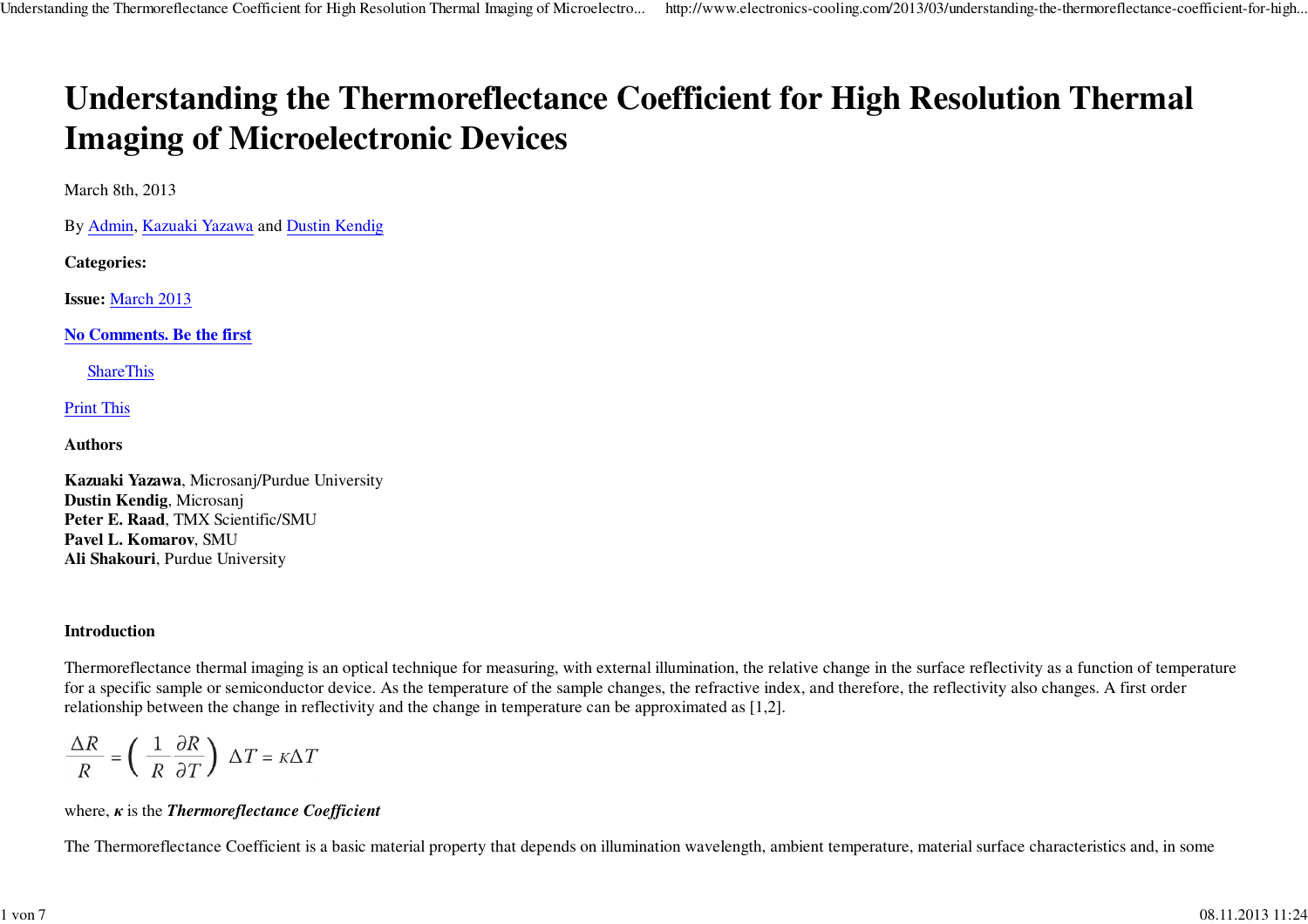# Understanding the Thermoreflectance Coefficient for High Resolution Thermal Imaging of Microelectronic Devices

March 8th, 2013

By Admin, Kazuaki Yazawa and Dustin Kendig

**Categories:**

**Issue:** March 2013

**No Comments. Be the first**

ShareThis

Print This

**Authors**

**Kazuaki Yazawa**, Microsanj/Purdue University
**Dustin Kendig**, Microsanj
**Peter E. Raad**, TMX Scientific/SMU
**Pavel L. Komarov**, SMU
**Ali Shakouri**, Purdue University

**Introduction**

Thermoreflectance thermal imaging is an optical technique for measuring, with external illumination, the relative change in the surface reflectivity as a function of temperature for a specific sample or semiconductor device. As the temperature of the sample changes, the refractive index, and therefore, the reflectivity also changes. A first order relationship between the change in reflectivity and the change in temperature can be approximated as [1,2].

$$\frac{\Delta R}{R} = \left( \frac{1}{R} \frac{\partial R}{\partial T} \right) \Delta T = \kappa \Delta T$$

where, $\boldsymbol{\kappa}$ is the ***Thermoreflectance Coefficient***

The Thermoreflectance Coefficient is a basic material property that depends on illumination wavelength, ambient temperature, material surface characteristics and, in some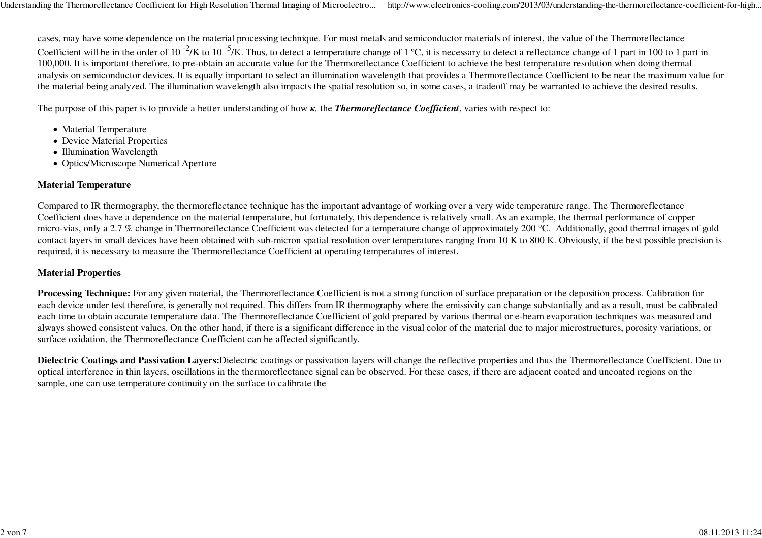cases, may have some dependence on the material processing technique. For most metals and semiconductor materials of interest, the value of the Thermoreflectance Coefficient will be in the order of $10^{-2}$/K to $10^{-5}$/K. Thus, to detect a temperature change of 1 ºC, it is necessary to detect a reflectance change of 1 part in 100 to 1 part in 100,000. It is important therefore, to pre-obtain an accurate value for the Thermoreflectance Coefficient to achieve the best temperature resolution when doing thermal analysis on semiconductor devices. It is equally important to select an illumination wavelength that provides a Thermoreflectance Coefficient to be near the maximum value for the material being analyzed. The illumination wavelength also impacts the spatial resolution so, in some cases, a tradeoff may be warranted to achieve the desired results.

The purpose of this paper is to provide a better understanding of how ***κ***, the ***Thermoreflectance Coefficient***, varies with respect to:

- Material Temperature
- Device Material Properties
- Illumination Wavelength
- Optics/Microscope Numerical Aperture

**Material Temperature**

Compared to IR thermography, the thermoreflectance technique has the important advantage of working over a very wide temperature range. The Thermoreflectance Coefficient does have a dependence on the material temperature, but fortunately, this dependence is relatively small. As an example, the thermal performance of copper micro-vias, only a 2.7 % change in Thermoreflectance Coefficient was detected for a temperature change of approximately 200 °C. Additionally, good thermal images of gold contact layers in small devices have been obtained with sub-micron spatial resolution over temperatures ranging from 10 K to 800 K. Obviously, if the best possible precision is required, it is necessary to measure the Thermoreflectance Coefficient at operating temperatures of interest.

**Material Properties**

**Processing Technique:** For any given material, the Thermoreflectance Coefficient is not a strong function of surface preparation or the deposition process. Calibration for each device under test therefore, is generally not required. This differs from IR thermography where the emissivity can change substantially and as a result, must be calibrated each time to obtain accurate temperature data. The Thermoreflectance Coefficient of gold prepared by various thermal or e-beam evaporation techniques was measured and always showed consistent values. On the other hand, if there is a significant difference in the visual color of the material due to major microstructures, porosity variations, or surface oxidation, the Thermoreflectance Coefficient can be affected significantly.

**Dielectric Coatings and Passivation Layers:**Dielectric coatings or passivation layers will change the reflective properties and thus the Thermoreflectance Coefficient. Due to optical interference in thin layers, oscillations in the thermoreflectance signal can be observed. For these cases, if there are adjacent coated and uncoated regions on the sample, one can use temperature continuity on the surface to calibrate the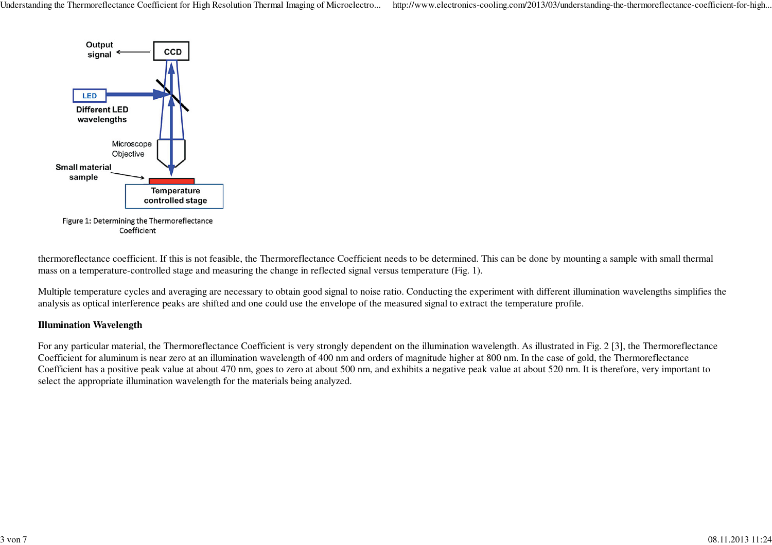Figure 1: Determining the Thermoreflectance Coefficient

thermoreflectance coefficient. If this is not feasible, the Thermoreflectance Coefficient needs to be determined. This can be done by mounting a sample with small thermal mass on a temperature-controlled stage and measuring the change in reflected signal versus temperature (Fig. 1).

Multiple temperature cycles and averaging are necessary to obtain good signal to noise ratio. Conducting the experiment with different illumination wavelengths simplifies the analysis as optical interference peaks are shifted and one could use the envelope of the measured signal to extract the temperature profile.

**Illumination Wavelength**

For any particular material, the Thermoreflectance Coefficient is very strongly dependent on the illumination wavelength. As illustrated in Fig. 2 [3], the Thermoreflectance Coefficient for aluminum is near zero at an illumination wavelength of 400 nm and orders of magnitude higher at 800 nm. In the case of gold, the Thermoreflectance Coefficient has a positive peak value at about 470 nm, goes to zero at about 500 nm, and exhibits a negative peak value at about 520 nm. It is therefore, very important to select the appropriate illumination wavelength for the materials being analyzed.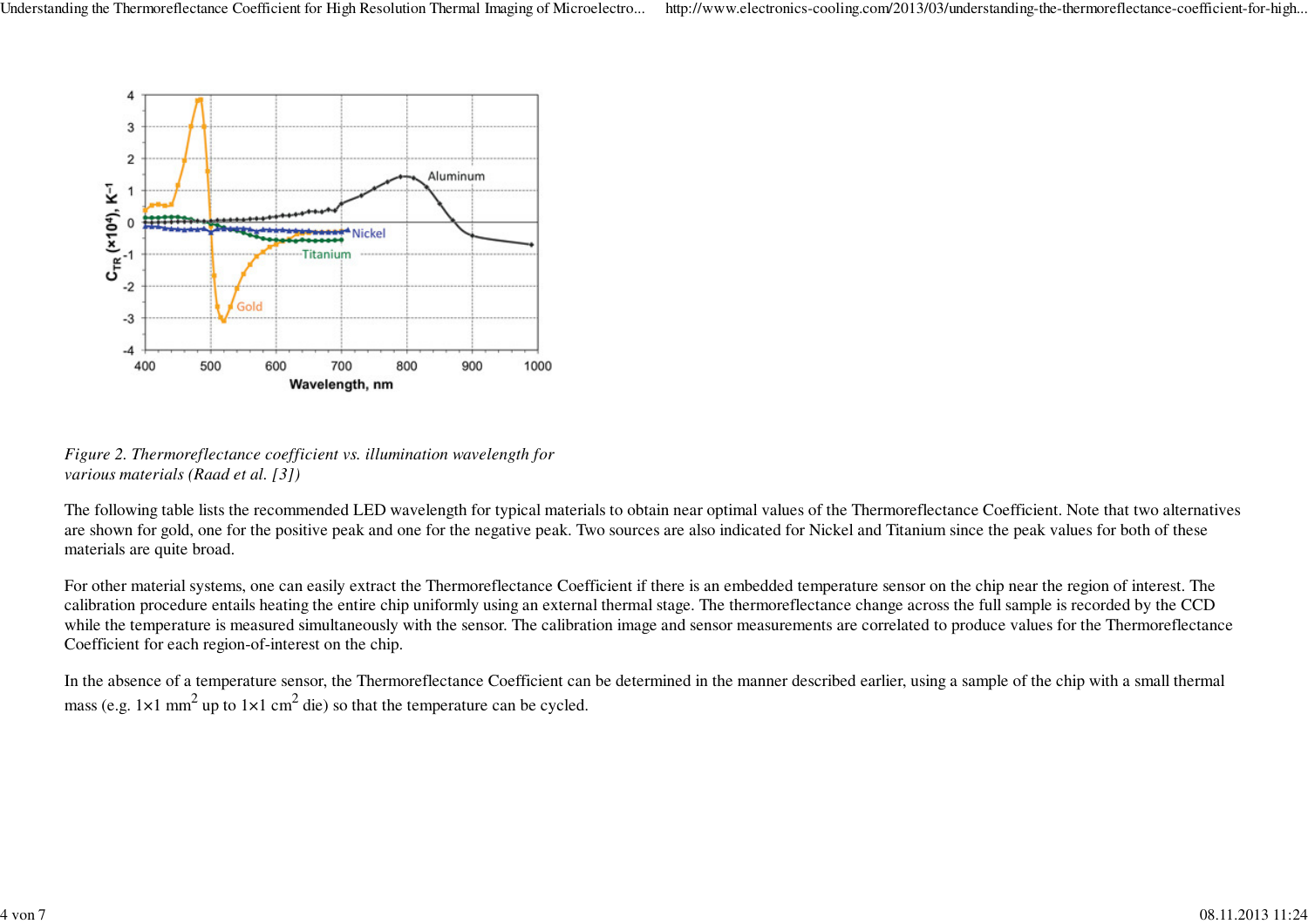*Figure 2. Thermoreflectance coefficient vs. illumination wavelength for various materials (Raad et al. [3])*

The following table lists the recommended LED wavelength for typical materials to obtain near optimal values of the Thermoreflectance Coefficient. Note that two alternatives are shown for gold, one for the positive peak and one for the negative peak. Two sources are also indicated for Nickel and Titanium since the peak values for both of these materials are quite broad.

For other material systems, one can easily extract the Thermoreflectance Coefficient if there is an embedded temperature sensor on the chip near the region of interest. The calibration procedure entails heating the entire chip uniformly using an external thermal stage. The thermoreflectance change across the full sample is recorded by the CCD while the temperature is measured simultaneously with the sensor. The calibration image and sensor measurements are correlated to produce values for the Thermoreflectance Coefficient for each region-of-interest on the chip.

In the absence of a temperature sensor, the Thermoreflectance Coefficient can be determined in the manner described earlier, using a sample of the chip with a small thermal mass (e.g. 1×1 $mm^2$ up to 1×1 $cm^2$ die) so that the temperature can be cycled.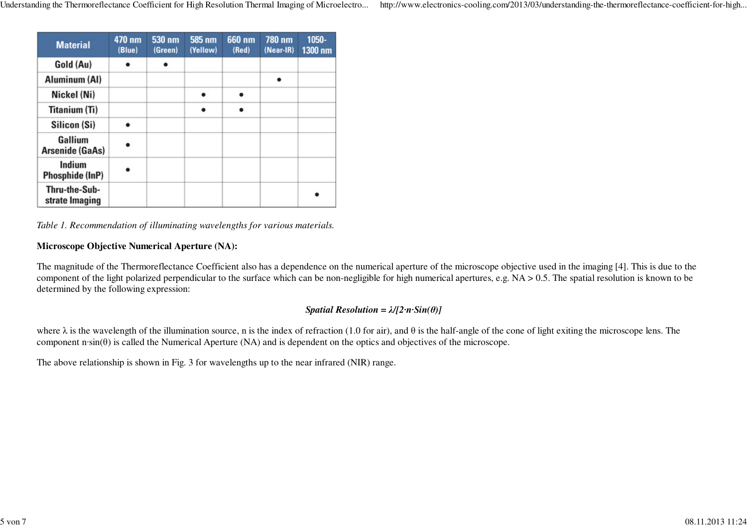| Material | 470 nm (Blue) | 530 nm (Green) | 585 nm (Yellow) | 660 nm (Red) | 780 nm (Near-IR) | 1050-1300 nm |
|---|---|---|---|---|---|---|
| Gold (Au) | • | • | | | | |
| Aluminum (Al) | | | | | • | |
| Nickel (Ni) | | | • | • | | |
| Titanium (Ti) | | | • | • | | |
| Silicon (Si) | • | | | | | |
| Gallium Arsenide (GaAs) | • | | | | | |
| Indium Phosphide (InP) | • | | | | | |
| Thru-the-Sub-strate Imaging | | | | | | • |

*Table 1. Recommendation of illuminating wavelengths for various materials.*

**Microscope Objective Numerical Aperture (NA):**

The magnitude of the Thermoreflectance Coefficient also has a dependence on the numerical aperture of the microscope objective used in the imaging [4]. This is due to the component of the light polarized perpendicular to the surface which can be non-negligible for high numerical apertures, e.g. NA > 0.5. The spatial resolution is known to be determined by the following expression:

$$\textit{Spatial Resolution} = \lambda/[2 \cdot n \cdot \sin(\theta)]$$

where λ is the wavelength of the illumination source, n is the index of refraction (1.0 for air), and θ is the half-angle of the cone of light exiting the microscope lens. The component $n \cdot \sin(\theta)$ is called the Numerical Aperture (NA) and is dependent on the optics and objectives of the microscope.

The above relationship is shown in Fig. 3 for wavelengths up to the near infrared (NIR) range.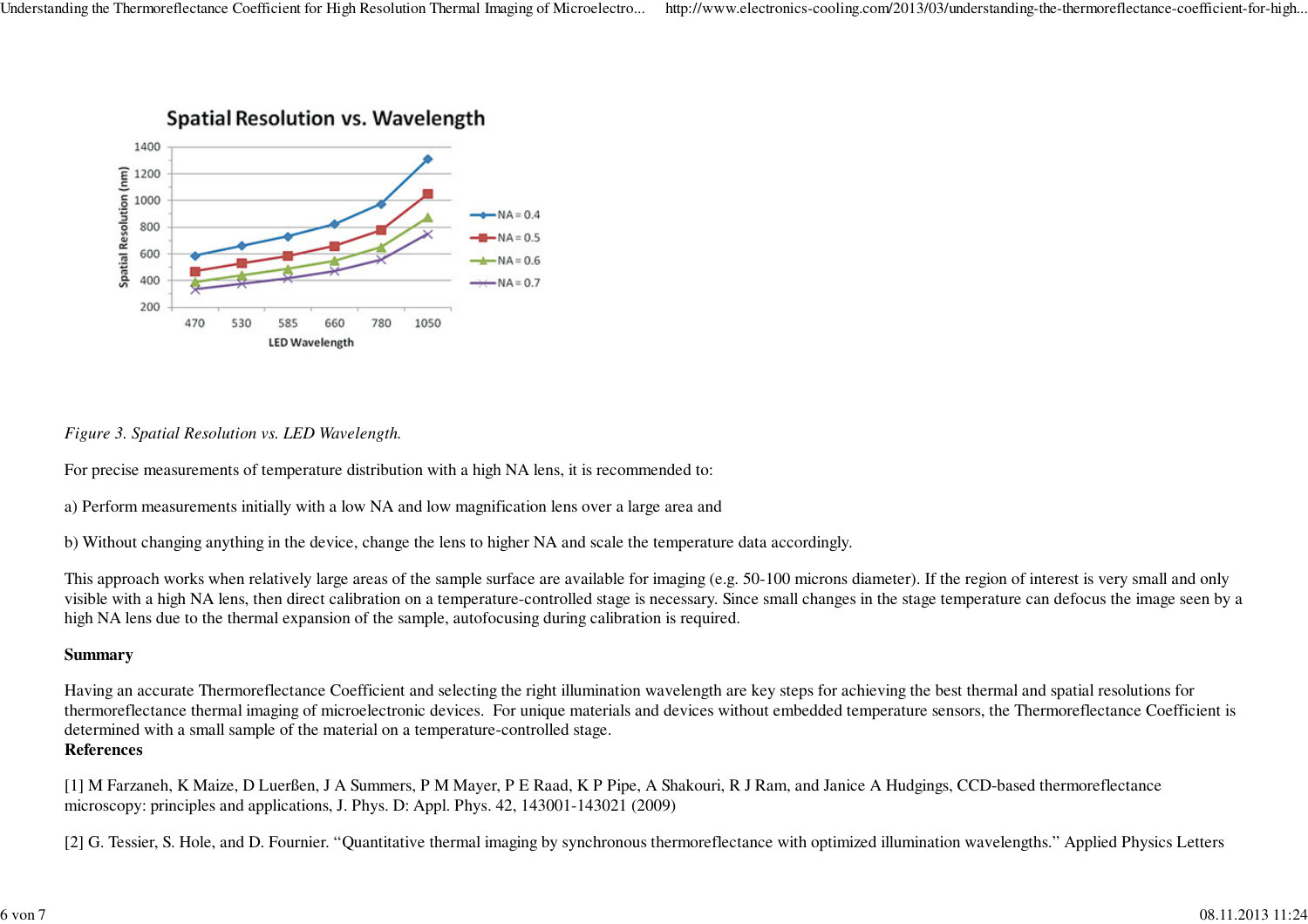*Figure 3. Spatial Resolution vs. LED Wavelength.*

For precise measurements of temperature distribution with a high NA lens, it is recommended to:

a) Perform measurements initially with a low NA and low magnification lens over a large area and

b) Without changing anything in the device, change the lens to higher NA and scale the temperature data accordingly.

This approach works when relatively large areas of the sample surface are available for imaging (e.g. 50-100 microns diameter). If the region of interest is very small and only visible with a high NA lens, then direct calibration on a temperature-controlled stage is necessary. Since small changes in the stage temperature can defocus the image seen by a high NA lens due to the thermal expansion of the sample, autofocusing during calibration is required.

**Summary**

Having an accurate Thermoreflectance Coefficient and selecting the right illumination wavelength are key steps for achieving the best thermal and spatial resolutions for thermoreflectance thermal imaging of microelectronic devices. For unique materials and devices without embedded temperature sensors, the Thermoreflectance Coefficient is determined with a small sample of the material on a temperature-controlled stage.

**References**

[1] M Farzaneh, K Maize, D Luerßen, J A Summers, P M Mayer, P E Raad, K P Pipe, A Shakouri, R J Ram, and Janice A Hudgings, CCD-based thermoreflectance microscopy: principles and applications, J. Phys. D: Appl. Phys. 42, 143001-143021 (2009)

[2] G. Tessier, S. Hole, and D. Fournier. "Quantitative thermal imaging by synchronous thermoreflectance with optimized illumination wavelengths." Applied Physics Letters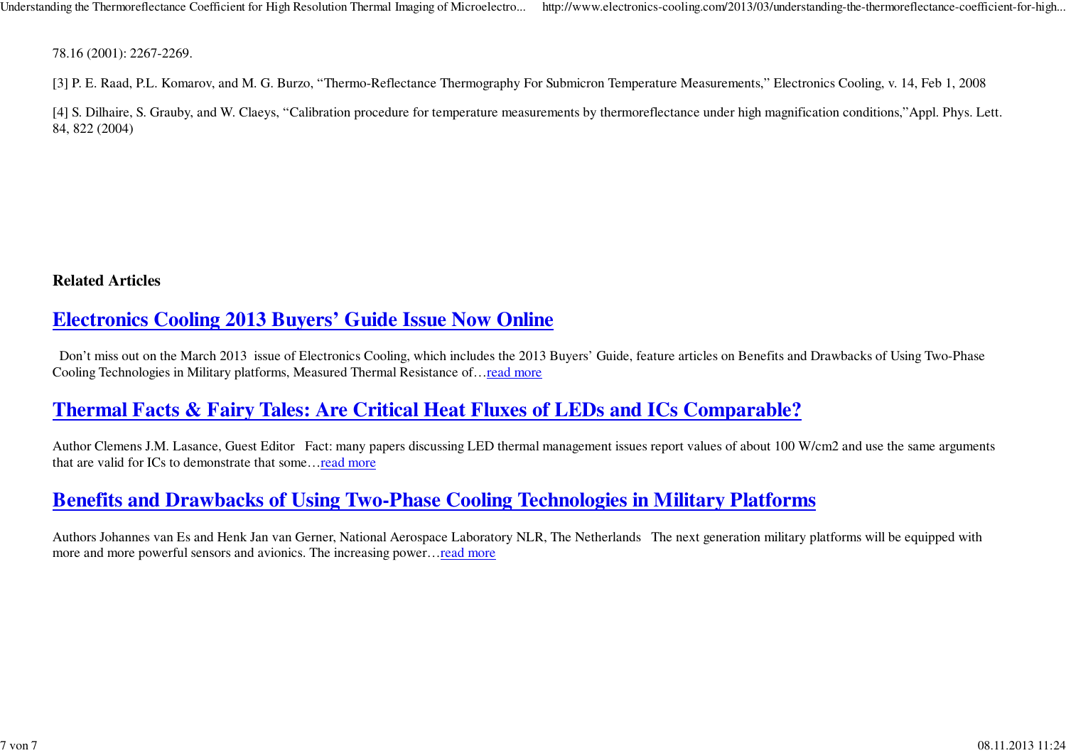78.16 (2001): 2267-2269.

[3] P. E. Raad, P.L. Komarov, and M. G. Burzo, "Thermo-Reflectance Thermography For Submicron Temperature Measurements," Electronics Cooling, v. 14, Feb 1, 2008

[4] S. Dilhaire, S. Grauby, and W. Claeys, "Calibration procedure for temperature measurements by thermoreflectance under high magnification conditions,"Appl. Phys. Lett. 84, 822 (2004)

**Related Articles**

## Electronics Cooling 2013 Buyers' Guide Issue Now Online

Don't miss out on the March 2013 issue of Electronics Cooling, which includes the 2013 Buyers' Guide, feature articles on Benefits and Drawbacks of Using Two-Phase Cooling Technologies in Military platforms, Measured Thermal Resistance of…read more

## Thermal Facts & Fairy Tales: Are Critical Heat Fluxes of LEDs and ICs Comparable?

Author Clemens J.M. Lasance, Guest Editor Fact: many papers discussing LED thermal management issues report values of about 100 W/cm2 and use the same arguments that are valid for ICs to demonstrate that some…read more

## Benefits and Drawbacks of Using Two-Phase Cooling Technologies in Military Platforms

Authors Johannes van Es and Henk Jan van Gerner, National Aerospace Laboratory NLR, The Netherlands The next generation military platforms will be equipped with more and more powerful sensors and avionics. The increasing power…read more